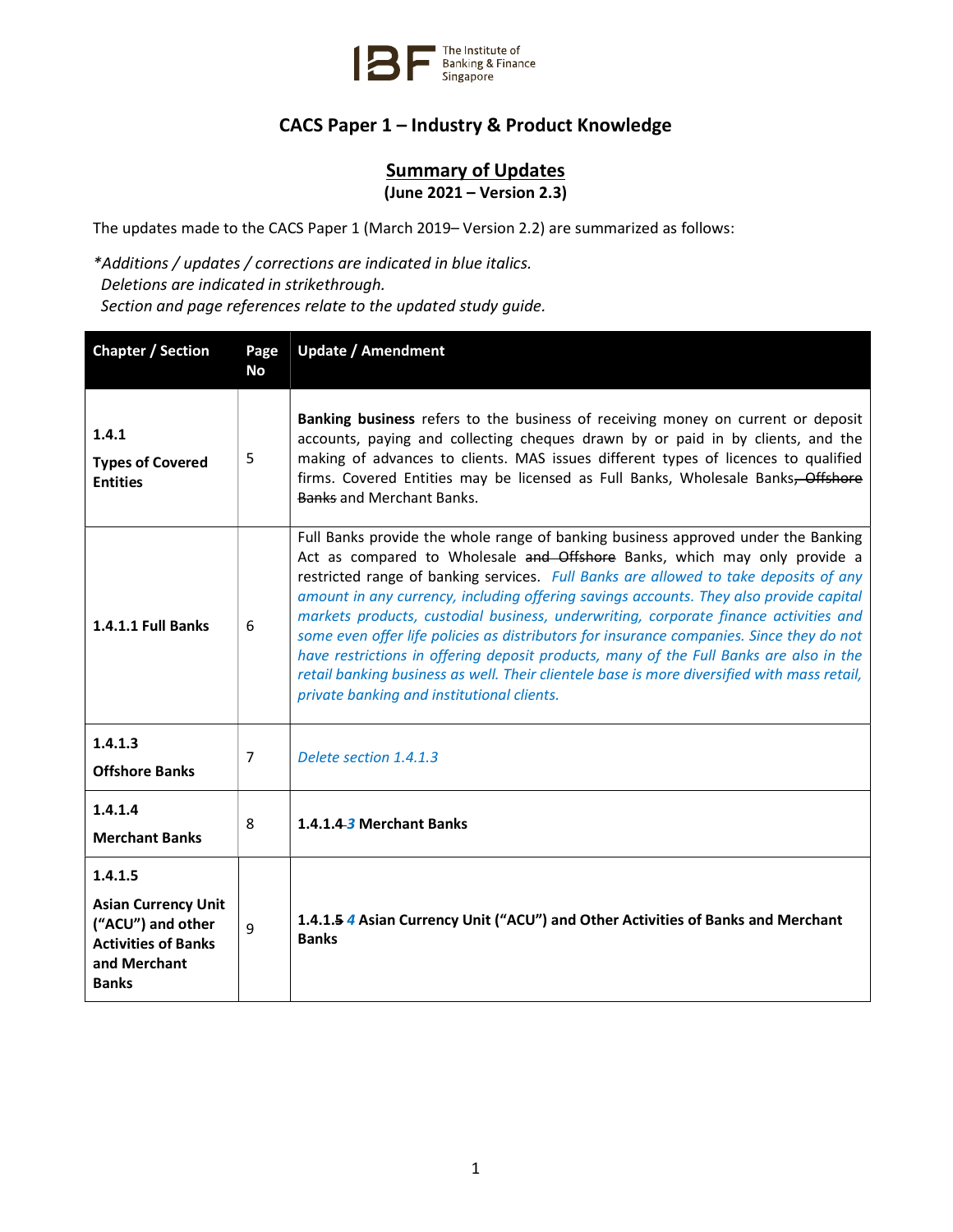The Institute of Banking & Finance Singapore

# CACS Paper 1 – Industry & Product Knowledge

## Summary of Updates

**(June 2021 – Version 2.3)**

The updates made to the CACS Paper 1 (March 2019– Version 2.2) are summarized as follows:

*\*Additions / updates / corrections are indicated in blue italics.*
*Deletions are indicated in strikethrough.*
*Section and page references relate to the updated study guide.*

| Chapter / Section | Page No | Update / Amendment |
|---|---|---|
| **1.4.1** **Types of Covered Entities** | 5 | **Banking business** refers to the business of receiving money on current or deposit accounts, paying and collecting cheques drawn by or paid in by clients, and the making of advances to clients. MAS issues different types of licences to qualified firms. Covered Entities may be licensed as Full Banks, Wholesale Banks~~, Offshore Banks~~ and Merchant Banks. |
| **1.4.1.1 Full Banks** | 6 | Full Banks provide the whole range of banking business approved under the Banking Act as compared to Wholesale ~~and Offshore~~ Banks, which may only provide a restricted range of banking services. *Full Banks are allowed to take deposits of any amount in any currency, including offering savings accounts. They also provide capital markets products, custodial business, underwriting, corporate finance activities and some even offer life policies as distributors for insurance companies. Since they do not have restrictions in offering deposit products, many of the Full Banks are also in the retail banking business as well. Their clientele base is more diversified with mass retail, private banking and institutional clients.* |
| **1.4.1.3** **Offshore Banks** | 7 | *Delete section 1.4.1.3* |
| **1.4.1.4** **Merchant Banks** | 8 | **1.4.1.~~4~~ *3* Merchant Banks** |
| **1.4.1.5** **Asian Currency Unit ("ACU") and other Activities of Banks and Merchant Banks** | 9 | **1.4.1.~~5~~ *4* Asian Currency Unit ("ACU") and Other Activities of Banks and Merchant Banks** |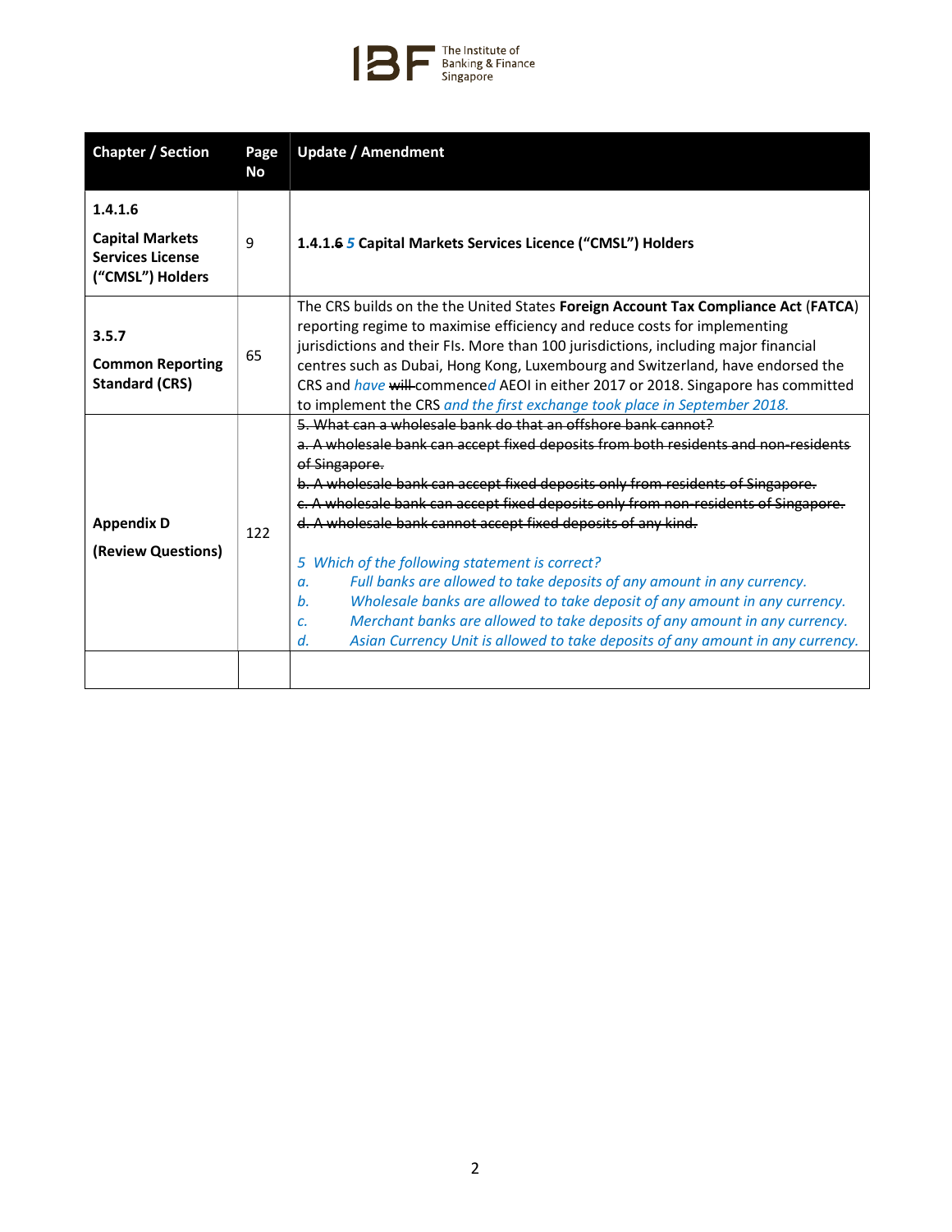| Chapter / Section | Page No | Update / Amendment |
|---|---|---|
| **1.4.1.6** **Capital Markets Services License ("CMSL") Holders** | 9 | **1.4.1.~~6~~ *5* Capital Markets Services Licence ("CMSL") Holders** |
| **3.5.7** **Common Reporting Standard (CRS)** | 65 | The CRS builds on the the United States **Foreign Account Tax Compliance Act** (**FATCA**) reporting regime to maximise efficiency and reduce costs for implementing jurisdictions and their FIs. More than 100 jurisdictions, including major financial centres such as Dubai, Hong Kong, Luxembourg and Switzerland, have endorsed the CRS and *have* ~~will~~ commence*d* AEOI in either 2017 or 2018. Singapore has committed to implement the CRS *and the first exchange took place in September 2018.* |
| **Appendix D** **(Review Questions)** | 122 | ~~5. What can a wholesale bank do that an offshore bank cannot?~~ ~~a. A wholesale bank can accept fixed deposits from both residents and non-residents of Singapore.~~ ~~b. A wholesale bank can accept fixed deposits only from residents of Singapore.~~ ~~c. A wholesale bank can accept fixed deposits only from non-residents of Singapore.~~ ~~d. A wholesale bank cannot accept fixed deposits of any kind.~~ <br><br> *5 Which of the following statement is correct?* <br> *a. Full banks are allowed to take deposits of any amount in any currency.* <br> *b. Wholesale banks are allowed to take deposit of any amount in any currency.* <br> *c. Merchant banks are allowed to take deposits of any amount in any currency.* <br> *d. Asian Currency Unit is allowed to take deposits of any amount in any currency.* |
| | | |